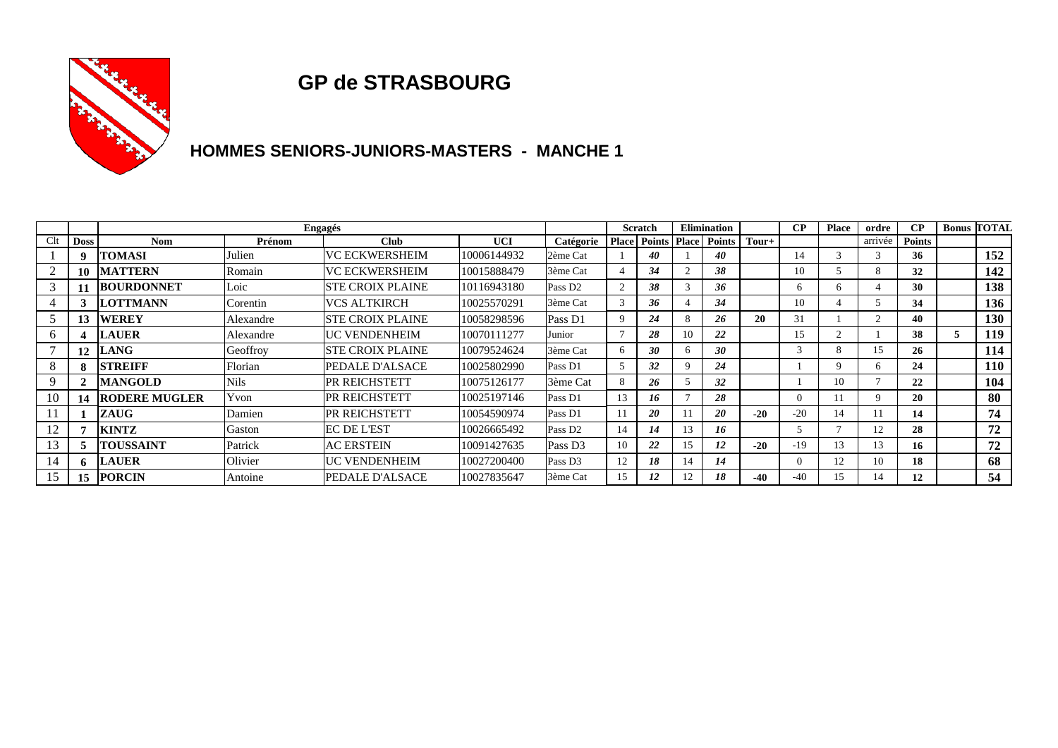# GP de STRASBOURG

## HOMMES SENIORS-JUNIORS-MASTERS - MANCHE 1

| | | Engagés | | | | | Scratch | | Elimination | | | CP | Place | ordre | CP | Bonus | TOTAL |
|---|---|---|---|---|---|---|---|---|---|---|---|---|---|---|---|---|---|
| Clt | Doss | Nom | Prénom | Club | UCI | Catégorie | Place | Points | Place | Points | Tour+ | | | arrivée | Points | | |
| 1 | 9 | **TOMASI** | Julien | VC ECKWERSHEIM | 10006144932 | 2ème Cat | 1 | *40* | 1 | *40* | | 14 | 3 | 3 | **36** | | **152** |
| 2 | 10 | **MATTERN** | Romain | VC ECKWERSHEIM | 10015888479 | 3ème Cat | 4 | *34* | 2 | *38* | | 10 | 5 | 8 | **32** | | **142** |
| 3 | 11 | **BOURDONNET** | Loic | STE CROIX PLAINE | 10116943180 | Pass D2 | 2 | *38* | 3 | *36* | | 6 | 6 | 4 | **30** | | **138** |
| 4 | 3 | **LOTTMANN** | Corentin | VCS ALTKIRCH | 10025570291 | 3ème Cat | 3 | *36* | 4 | *34* | | 10 | 4 | 5 | **34** | | **136** |
| 5 | 13 | **WEREY** | Alexandre | STE CROIX PLAINE | 10058298596 | Pass D1 | 9 | *24* | 8 | *26* | **20** | 31 | 1 | 2 | **40** | | **130** |
| 6 | 4 | **LAUER** | Alexandre | UC VENDENHEIM | 10070111277 | Junior | 7 | *28* | 10 | *22* | | 15 | 2 | 1 | **38** | **5** | **119** |
| 7 | 12 | **LANG** | Geoffroy | STE CROIX PLAINE | 10079524624 | 3ème Cat | 6 | *30* | 6 | *30* | | 3 | 8 | 15 | **26** | | **114** |
| 8 | 8 | **STREIFF** | Florian | PEDALE D'ALSACE | 10025802990 | Pass D1 | 5 | *32* | 9 | *24* | | 1 | 9 | 6 | **24** | | **110** |
| 9 | 2 | **MANGOLD** | Nils | PR REICHSTETT | 10075126177 | 3ème Cat | 8 | *26* | 5 | *32* | | 1 | 10 | 7 | **22** | | **104** |
| 10 | 14 | **RODERE MUGLER** | Yvon | PR REICHSTETT | 10025197146 | Pass D1 | 13 | *16* | 7 | *28* | | 0 | 11 | 9 | **20** | | **80** |
| 11 | 1 | **ZAUG** | Damien | PR REICHSTETT | 10054590974 | Pass D1 | 11 | *20* | 11 | *20* | **-20** | -20 | 14 | 11 | **14** | | **74** |
| 12 | 7 | **KINTZ** | Gaston | EC DE L'EST | 10026665492 | Pass D2 | 14 | *14* | 13 | *16* | | 5 | 7 | 12 | **28** | | **72** |
| 13 | 5 | **TOUSSAINT** | Patrick | AC ERSTEIN | 10091427635 | Pass D3 | 10 | *22* | 15 | *12* | **-20** | -19 | 13 | 13 | **16** | | **72** |
| 14 | 6 | **LAUER** | Olivier | UC VENDENHEIM | 10027200400 | Pass D3 | 12 | *18* | 14 | *14* | | 0 | 12 | 10 | **18** | | **68** |
| 15 | 15 | **PORCIN** | Antoine | PEDALE D'ALSACE | 10027835647 | 3ème Cat | 15 | *12* | 12 | *18* | **-40** | -40 | 15 | 14 | **12** | | **54** |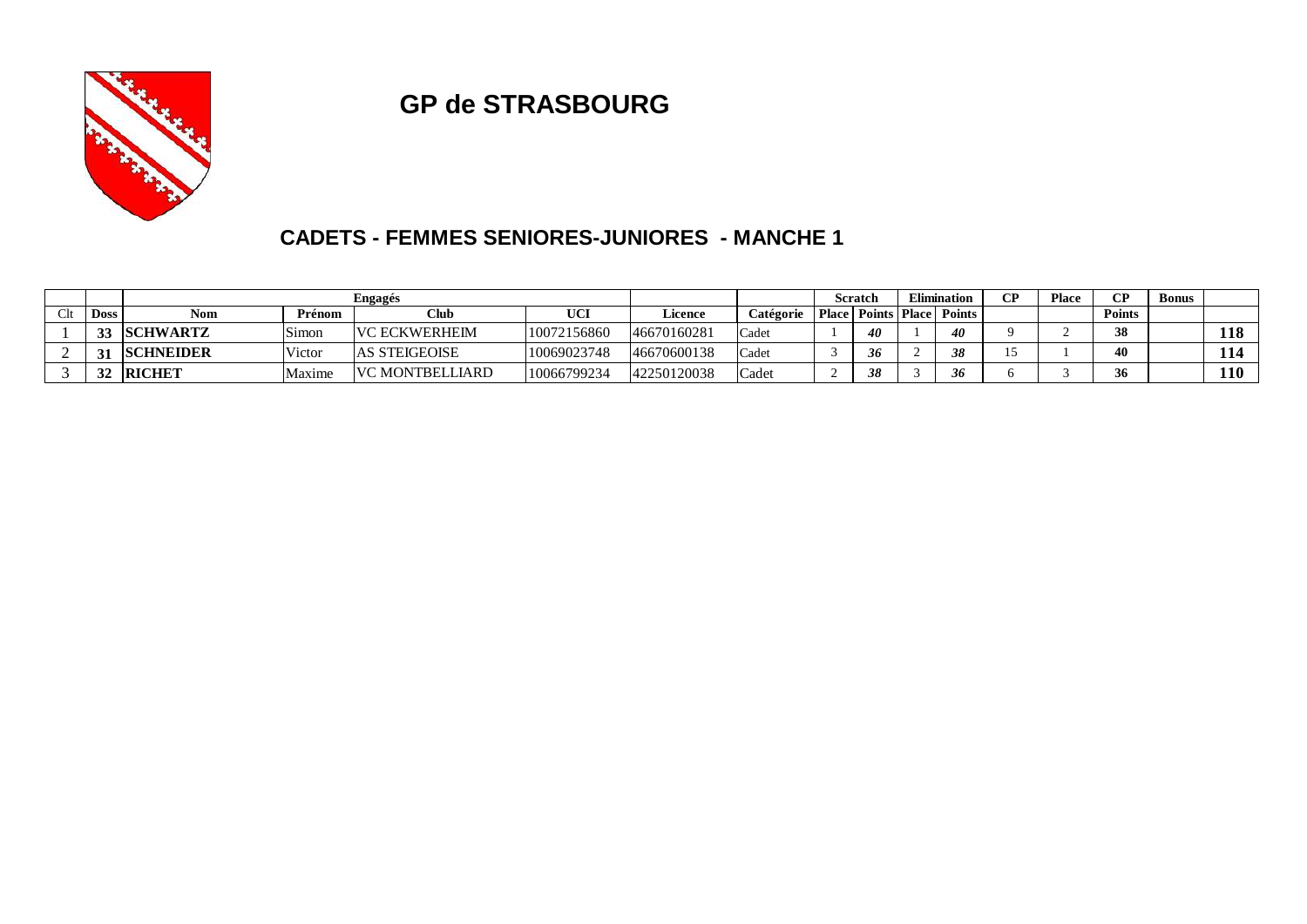# GP de STRASBOURG

## CADETS - FEMMES SENIORES-JUNIORES - MANCHE 1

| | | Engagés | | | | | | Scratch | | Elimination | | CP | Place | CP | Bonus | |
|---|---|---|---|---|---|---|---|---|---|---|---|---|---|---|---|---|
| Clt | Doss | Nom | Prénom | Club | UCI | Licence | Catégorie | Place | Points | Place | Points | | | Points | | |
| 1 | **33** | **SCHWARTZ** | Simon | VC ECKWERHEIM | 10072156860 | 46670160281 | Cadet | 1 | ***40*** | 1 | ***40*** | 9 | 2 | **38** | | **118** |
| 2 | **31** | **SCHNEIDER** | Victor | AS STEIGEOISE | 10069023748 | 46670600138 | Cadet | 3 | ***36*** | 2 | ***38*** | 15 | 1 | **40** | | **114** |
| 3 | **32** | **RICHET** | Maxime | VC MONTBELLIARD | 10066799234 | 42250120038 | Cadet | 2 | ***38*** | 3 | ***36*** | 6 | 3 | **36** | | **110** |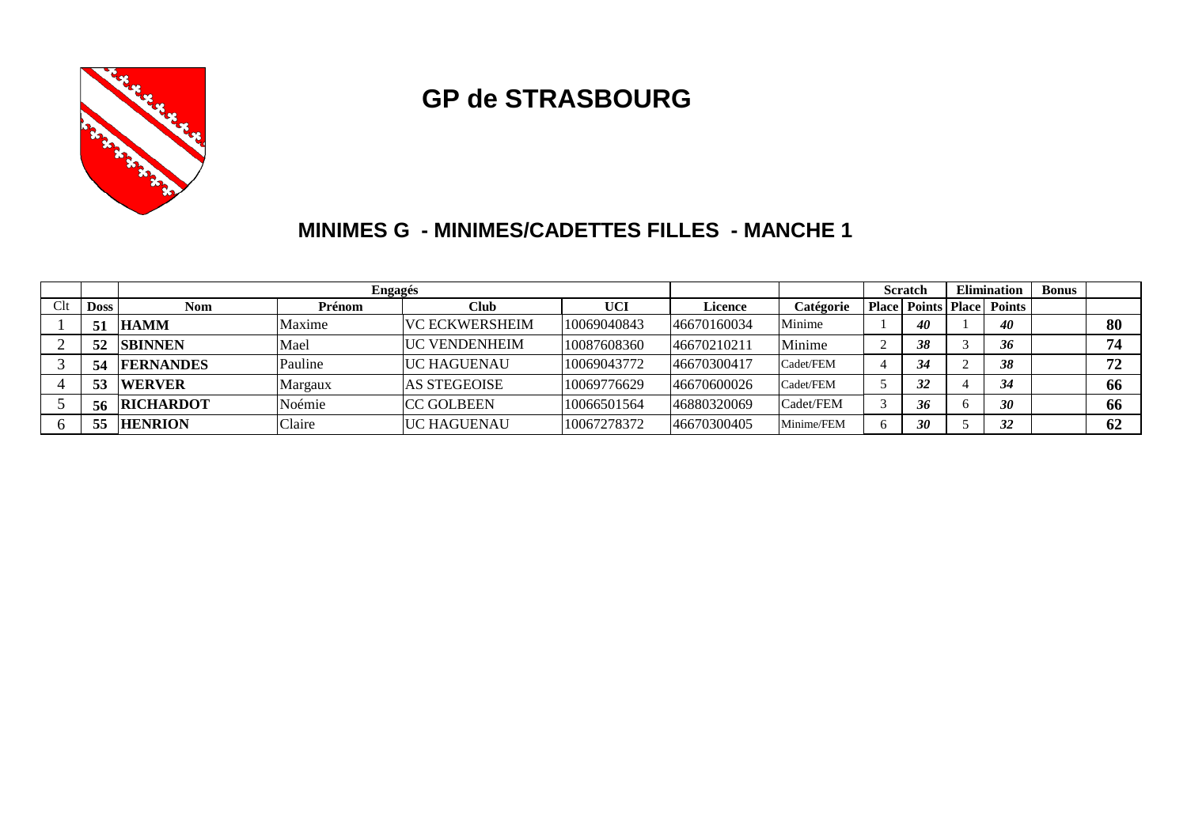# GP de STRASBOURG

## MINIMES G - MINIMES/CADETTES FILLES - MANCHE 1

| | | Engagés | | | | | | Scratch | | Elimination | | Bonus | |
|---|---|---|---|---|---|---|---|---|---|---|---|---|---|
| Clt | Doss | Nom | Prénom | Club | UCI | Licence | Catégorie | Place | Points | Place | Points | | |
| 1 | 51 | **HAMM** | Maxime | VC ECKWERSHEIM | 10069040843 | 46670160034 | Minime | 1 | *40* | 1 | *40* | | **80** |
| 2 | 52 | **SBINNEN** | Mael | UC VENDENHEIM | 10087608360 | 46670210211 | Minime | 2 | *38* | 3 | *36* | | **74** |
| 3 | 54 | **FERNANDES** | Pauline | UC HAGUENAU | 10069043772 | 46670300417 | Cadet/FEM | 4 | *34* | 2 | *38* | | **72** |
| 4 | 53 | **WERVER** | Margaux | AS STEGEOISE | 10069776629 | 46670600026 | Cadet/FEM | 5 | *32* | 4 | *34* | | **66** |
| 5 | 56 | **RICHARDOT** | Noémie | CC GOLBEEN | 10066501564 | 46880320069 | Cadet/FEM | 3 | *36* | 6 | *30* | | **66** |
| 6 | 55 | **HENRION** | Claire | UC HAGUENAU | 10067278372 | 46670300405 | Minime/FEM | 6 | *30* | 5 | *32* | | **62** |